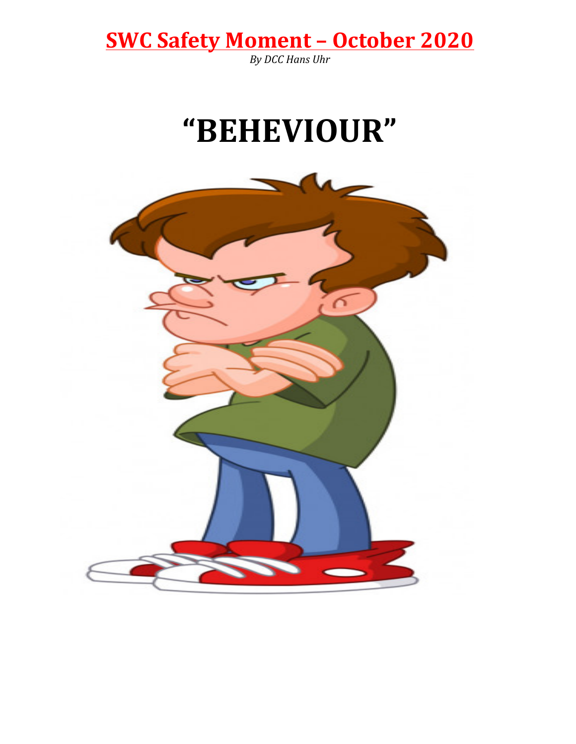# SWC Safety Moment – October 2020

*By DCC Hans Uhr*

# "BEHEVIOUR"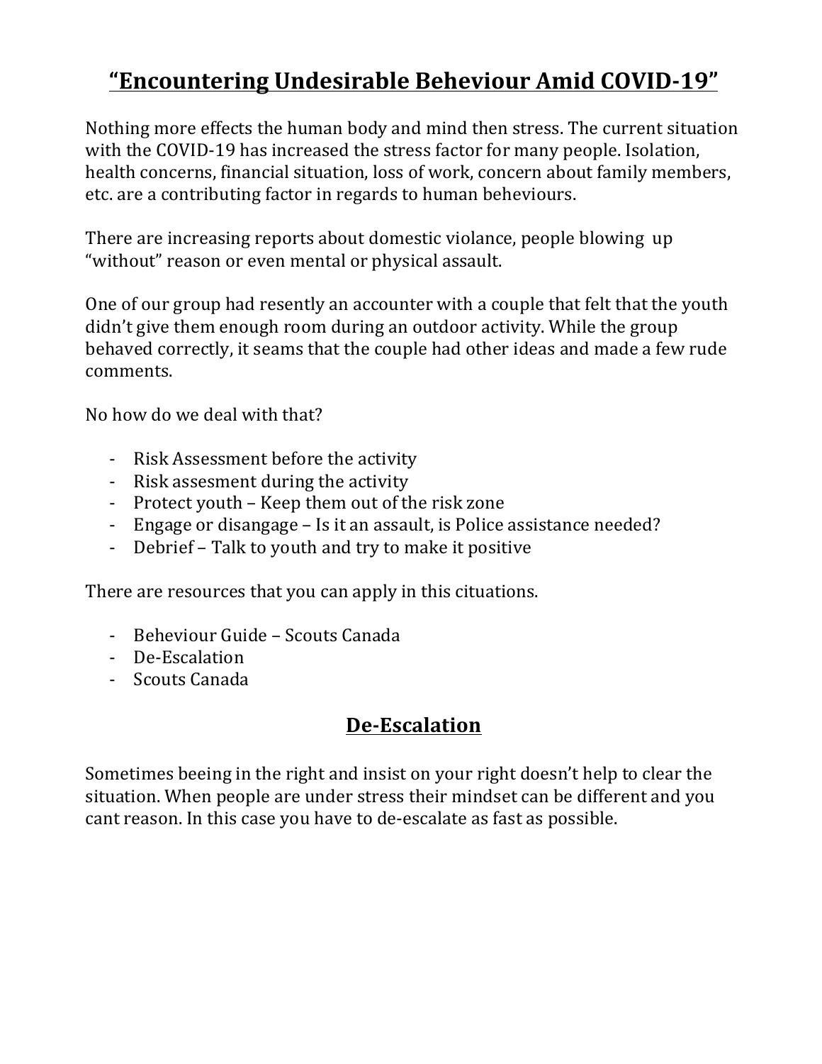# "Encountering Undesirable Beheviour Amid COVID-19"

Nothing more effects the human body and mind then stress. The current situation with the COVID-19 has increased the stress factor for many people. Isolation, health concerns, financial situation, loss of work, concern about family members, etc. are a contributing factor in regards to human beheviours.

There are increasing reports about domestic violance, people blowing up "without" reason or even mental or physical assault.

One of our group had resently an accounter with a couple that felt that the youth didn't give them enough room during an outdoor activity. While the group behaved correctly, it seams that the couple had other ideas and made a few rude comments.

No how do we deal with that?

- Risk Assessment before the activity
- Risk assesment during the activity
- Protect youth – Keep them out of the risk zone
- Engage or disangage – Is it an assault, is Police assistance needed?
- Debrief – Talk to youth and try to make it positive

There are resources that you can apply in this cituations.

- Beheviour Guide – Scouts Canada
- De-Escalation
- Scouts Canada

## De-Escalation

Sometimes beeing in the right and insist on your right doesn't help to clear the situation. When people are under stress their mindset can be different and you cant reason. In this case you have to de-escalate as fast as possible.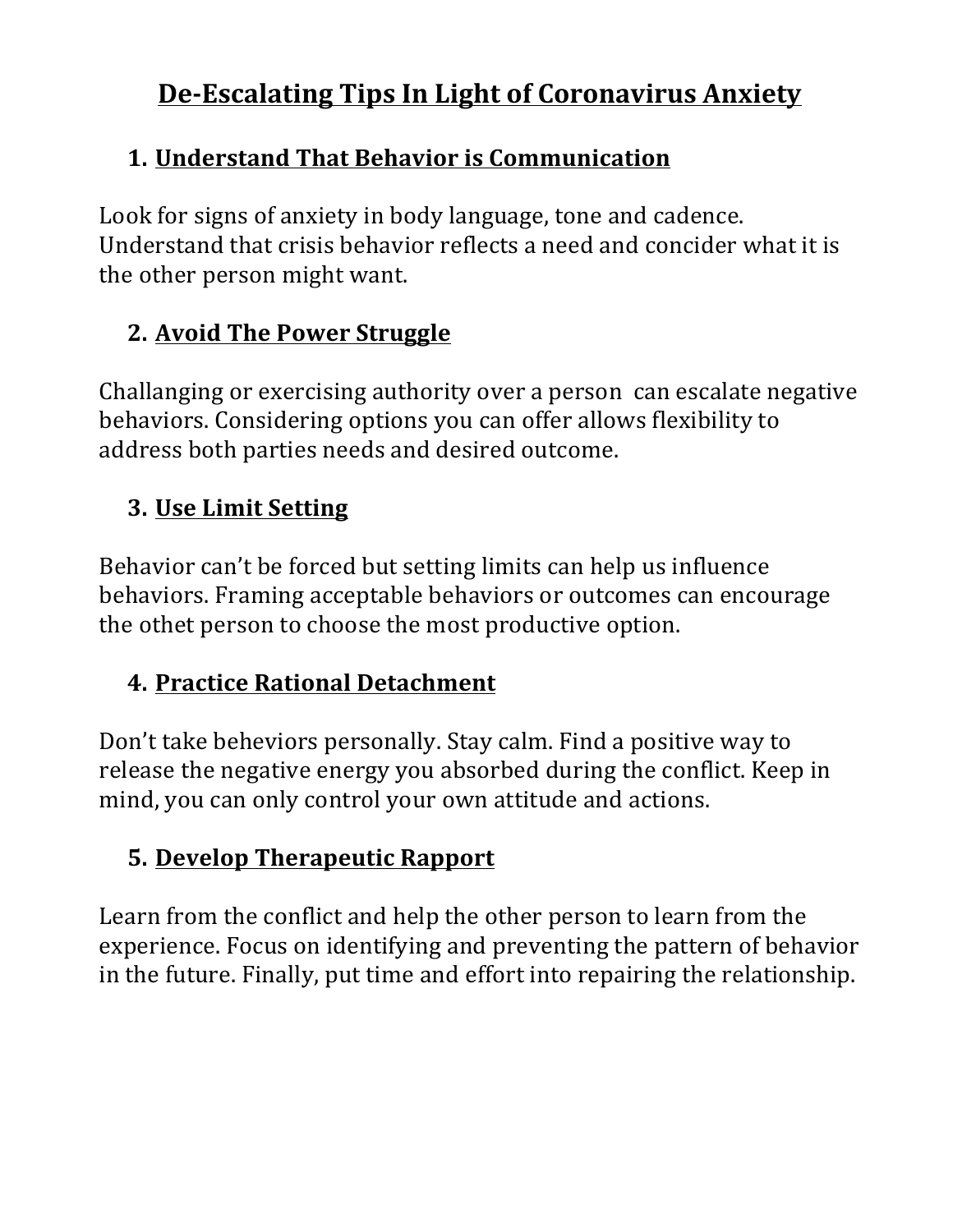# De-Escalating Tips In Light of Coronavirus Anxiety

## 1. Understand That Behavior is Communication

Look for signs of anxiety in body language, tone and cadence. Understand that crisis behavior reflects a need and concider what it is the other person might want.

## 2. Avoid The Power Struggle

Challanging or exercising authority over a person  can escalate negative behaviors. Considering options you can offer allows flexibility to address both parties needs and desired outcome.

## 3. Use Limit Setting

Behavior can't be forced but setting limits can help us influence behaviors. Framing acceptable behaviors or outcomes can encourage the othet person to choose the most productive option.

## 4. Practice Rational Detachment

Don't take beheviors personally. Stay calm. Find a positive way to release the negative energy you absorbed during the conflict. Keep in mind, you can only control your own attitude and actions.

## 5. Develop Therapeutic Rapport

Learn from the conflict and help the other person to learn from the experience. Focus on identifying and preventing the pattern of behavior in the future. Finally, put time and effort into repairing the relationship.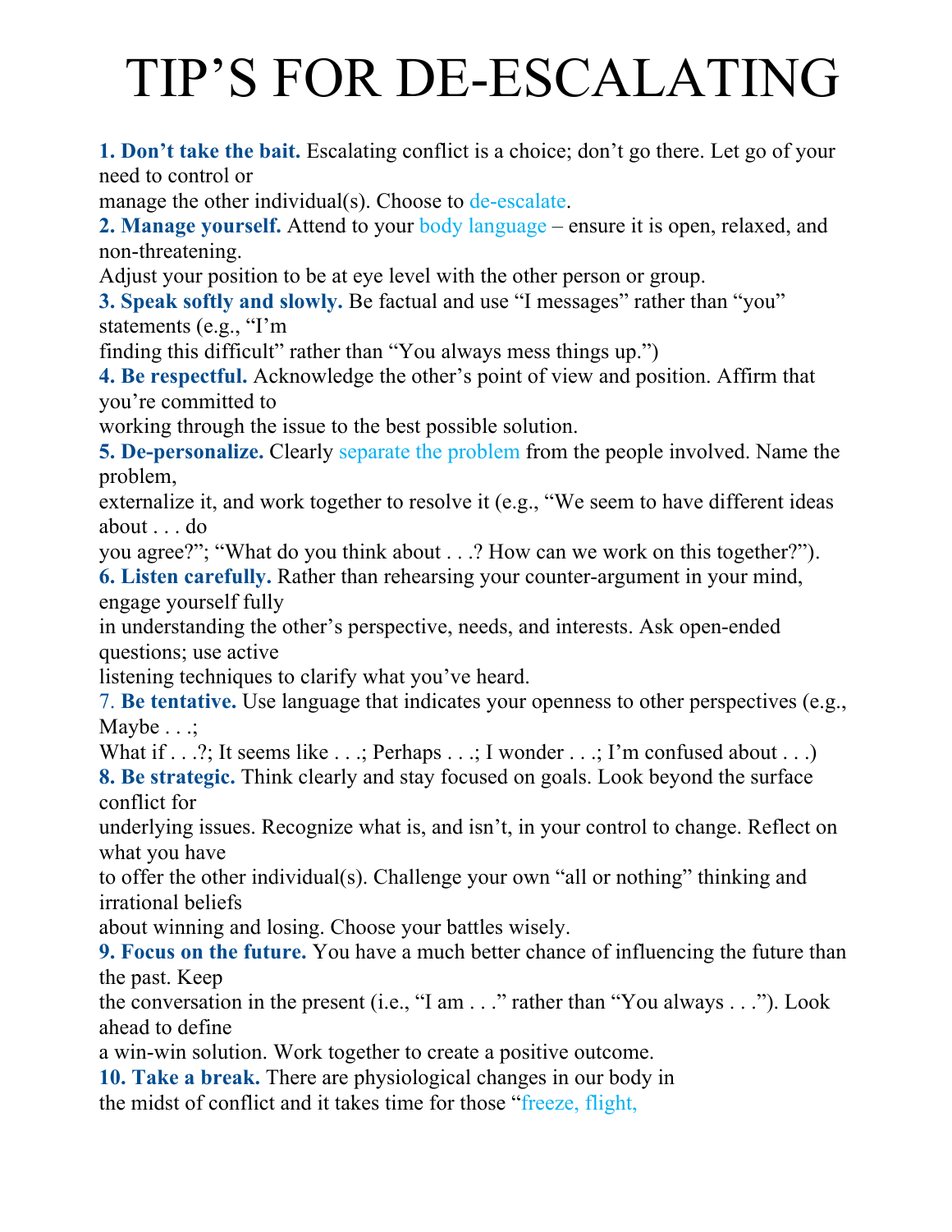# TIP'S FOR DE-ESCALATING

**1. Don't take the bait.** Escalating conflict is a choice; don't go there. Let go of your need to control or manage the other individual(s). Choose to de-escalate.

**2. Manage yourself.** Attend to your body language – ensure it is open, relaxed, and non-threatening. Adjust your position to be at eye level with the other person or group.

**3. Speak softly and slowly.** Be factual and use "I messages" rather than "you" statements (e.g., "I'm finding this difficult" rather than "You always mess things up.")

**4. Be respectful.** Acknowledge the other's point of view and position. Affirm that you're committed to working through the issue to the best possible solution.

**5. De-personalize.** Clearly separate the problem from the people involved. Name the problem, externalize it, and work together to resolve it (e.g., "We seem to have different ideas about . . . do you agree?"; "What do you think about . . .? How can we work on this together?").

**6. Listen carefully.** Rather than rehearsing your counter-argument in your mind, engage yourself fully in understanding the other's perspective, needs, and interests. Ask open-ended questions; use active listening techniques to clarify what you've heard.

7. **Be tentative.** Use language that indicates your openness to other perspectives (e.g., Maybe . . .; What if . . .?; It seems like . . .; Perhaps . . .; I wonder . . .; I'm confused about . . .)

**8. Be strategic.** Think clearly and stay focused on goals. Look beyond the surface conflict for underlying issues. Recognize what is, and isn't, in your control to change. Reflect on what you have to offer the other individual(s). Challenge your own "all or nothing" thinking and irrational beliefs about winning and losing. Choose your battles wisely.

**9. Focus on the future.** You have a much better chance of influencing the future than the past. Keep the conversation in the present (i.e., "I am . . ." rather than "You always . . ."). Look ahead to define a win-win solution. Work together to create a positive outcome.

**10. Take a break.** There are physiological changes in our body in the midst of conflict and it takes time for those "freeze, flight,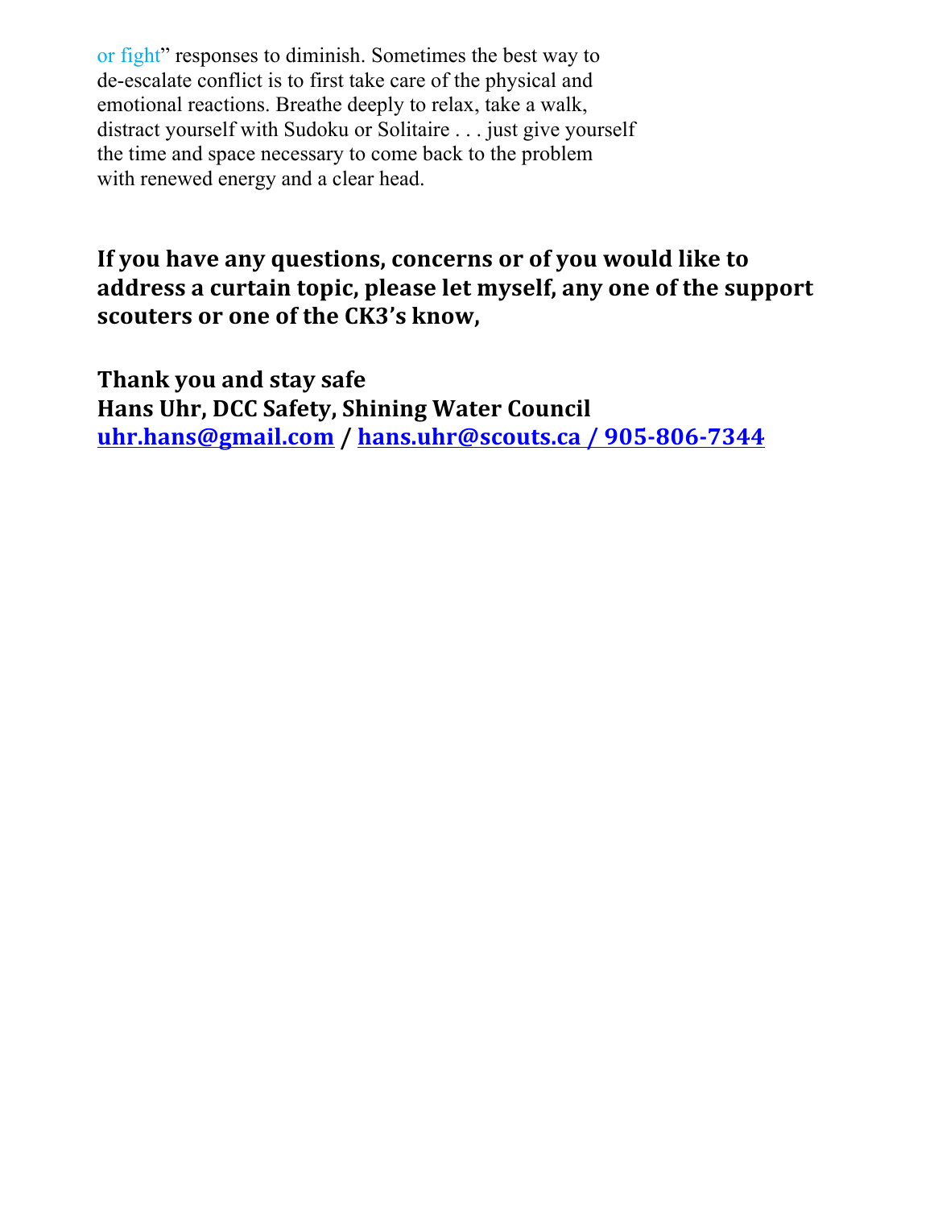or fight" responses to diminish. Sometimes the best way to de-escalate conflict is to first take care of the physical and emotional reactions. Breathe deeply to relax, take a walk, distract yourself with Sudoku or Solitaire . . . just give yourself the time and space necessary to come back to the problem with renewed energy and a clear head.

**If you have any questions, concerns or of you would like to address a curtain topic, please let myself, any one of the support scouters or one of the CK3's know,**

**Thank you and stay safe**
**Hans Uhr, DCC Safety, Shining Water Council**
**uhr.hans@gmail.com / hans.uhr@scouts.ca / 905-806-7344**